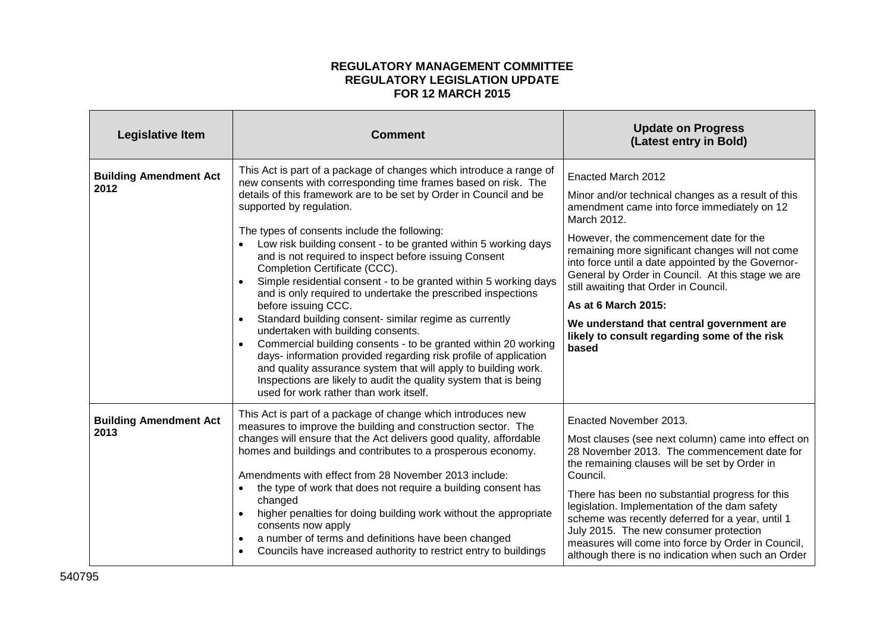**REGULATORY MANAGEMENT COMMITTEE**
**REGULATORY LEGISLATION UPDATE**
**FOR 12 MARCH 2015**

| Legislative Item | Comment | Update on Progress (Latest entry in Bold) |
|---|---|---|
| **Building Amendment Act 2012** | This Act is part of a package of changes which introduce a range of new consents with corresponding time frames based on risk. The details of this framework are to be set by Order in Council and be supported by regulation.<br><br>The types of consents include the following:<br>• Low risk building consent - to be granted within 5 working days and is not required to inspect before issuing Consent Completion Certificate (CCC).<br>• Simple residential consent - to be granted within 5 working days and is only required to undertake the prescribed inspections before issuing CCC.<br>• Standard building consent- similar regime as currently undertaken with building consents.<br>• Commercial building consents - to be granted within 20 working days- information provided regarding risk profile of application and quality assurance system that will apply to building work. Inspections are likely to audit the quality system that is being used for work rather than work itself. | Enacted March 2012<br><br>Minor and/or technical changes as a result of this amendment came into force immediately on 12 March 2012.<br><br>However, the commencement date for the remaining more significant changes will not come into force until a date appointed by the Governor-General by Order in Council. At this stage we are still awaiting that Order in Council.<br><br>**As at 6 March 2015:**<br><br>**We understand that central government are likely to consult regarding some of the risk based** |
| **Building Amendment Act 2013** | This Act is part of a package of change which introduces new measures to improve the building and construction sector. The changes will ensure that the Act delivers good quality, affordable homes and buildings and contributes to a prosperous economy.<br><br>Amendments with effect from 28 November 2013 include:<br>• the type of work that does not require a building consent has changed<br>• higher penalties for doing building work without the appropriate consents now apply<br>• a number of terms and definitions have been changed<br>• Councils have increased authority to restrict entry to buildings | Enacted November 2013.<br><br>Most clauses (see next column) came into effect on 28 November 2013. The commencement date for the remaining clauses will be set by Order in Council.<br><br>There has been no substantial progress for this legislation. Implementation of the dam safety scheme was recently deferred for a year, until 1 July 2015. The new consumer protection measures will come into force by Order in Council, although there is no indication when such an Order |

540795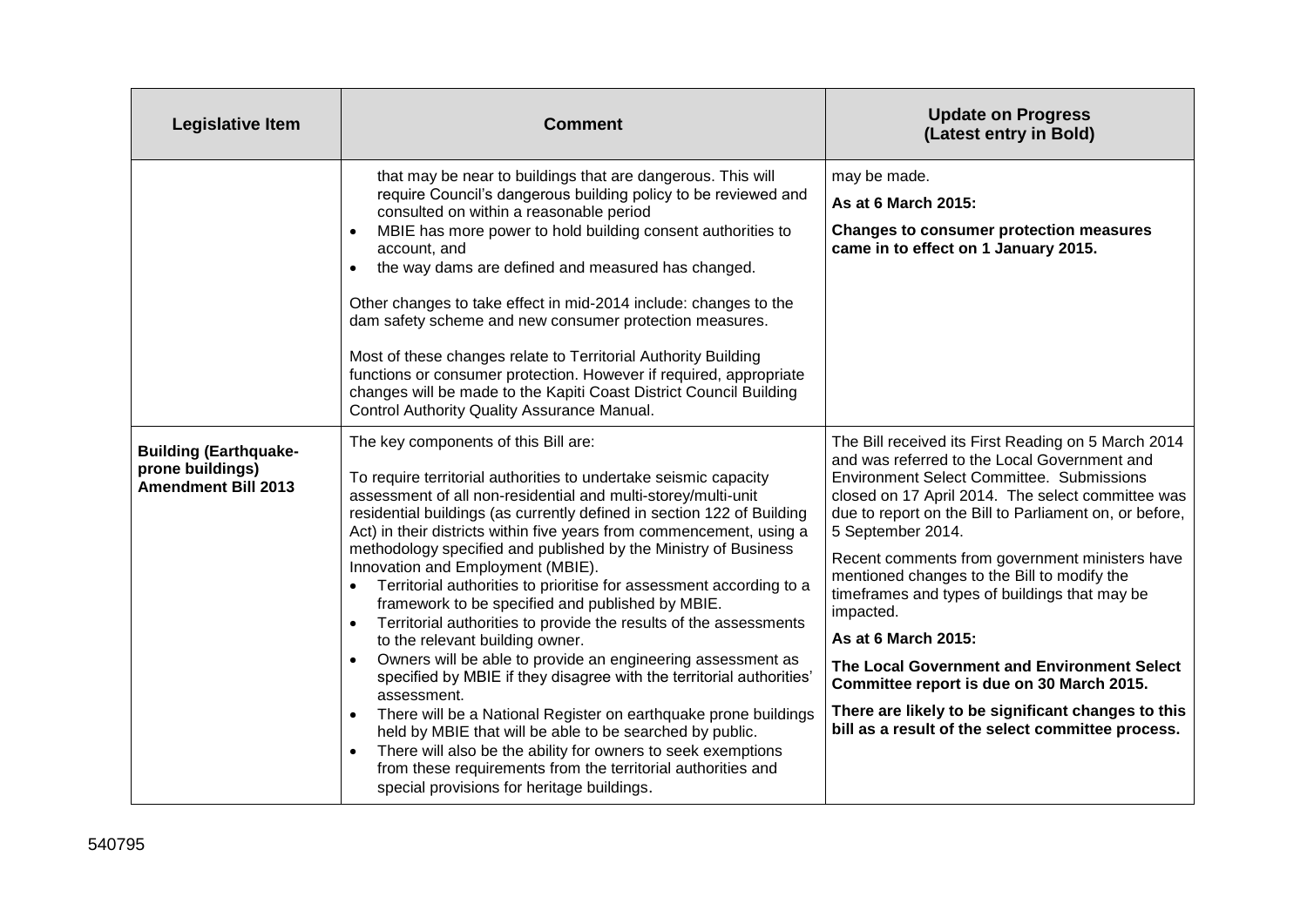| Legislative Item | Comment | Update on Progress (Latest entry in Bold) |
|---|---|---|
| | that may be near to buildings that are dangerous. This will require Council's dangerous building policy to be reviewed and consulted on within a reasonable period<br>• MBIE has more power to hold building consent authorities to account, and<br>• the way dams are defined and measured has changed.<br><br>Other changes to take effect in mid-2014 include: changes to the dam safety scheme and new consumer protection measures.<br><br>Most of these changes relate to Territorial Authority Building functions or consumer protection. However if required, appropriate changes will be made to the Kapiti Coast District Council Building Control Authority Quality Assurance Manual. | may be made.<br><br>**As at 6 March 2015:**<br><br>**Changes to consumer protection measures came in to effect on 1 January 2015.** |
| **Building (Earthquake-prone buildings) Amendment Bill 2013** | The key components of this Bill are:<br><br>To require territorial authorities to undertake seismic capacity assessment of all non-residential and multi-storey/multi-unit residential buildings (as currently defined in section 122 of Building Act) in their districts within five years from commencement, using a methodology specified and published by the Ministry of Business Innovation and Employment (MBIE).<br>• Territorial authorities to prioritise for assessment according to a framework to be specified and published by MBIE.<br>• Territorial authorities to provide the results of the assessments to the relevant building owner.<br>• Owners will be able to provide an engineering assessment as specified by MBIE if they disagree with the territorial authorities' assessment.<br>• There will be a National Register on earthquake prone buildings held by MBIE that will be able to be searched by public.<br>• There will also be the ability for owners to seek exemptions from these requirements from the territorial authorities and special provisions for heritage buildings. | The Bill received its First Reading on 5 March 2014 and was referred to the Local Government and Environment Select Committee. Submissions closed on 17 April 2014. The select committee was due to report on the Bill to Parliament on, or before, 5 September 2014.<br><br>Recent comments from government ministers have mentioned changes to the Bill to modify the timeframes and types of buildings that may be impacted.<br><br>**As at 6 March 2015:**<br><br>**The Local Government and Environment Select Committee report is due on 30 March 2015.**<br><br>**There are likely to be significant changes to this bill as a result of the select committee process.** |

540795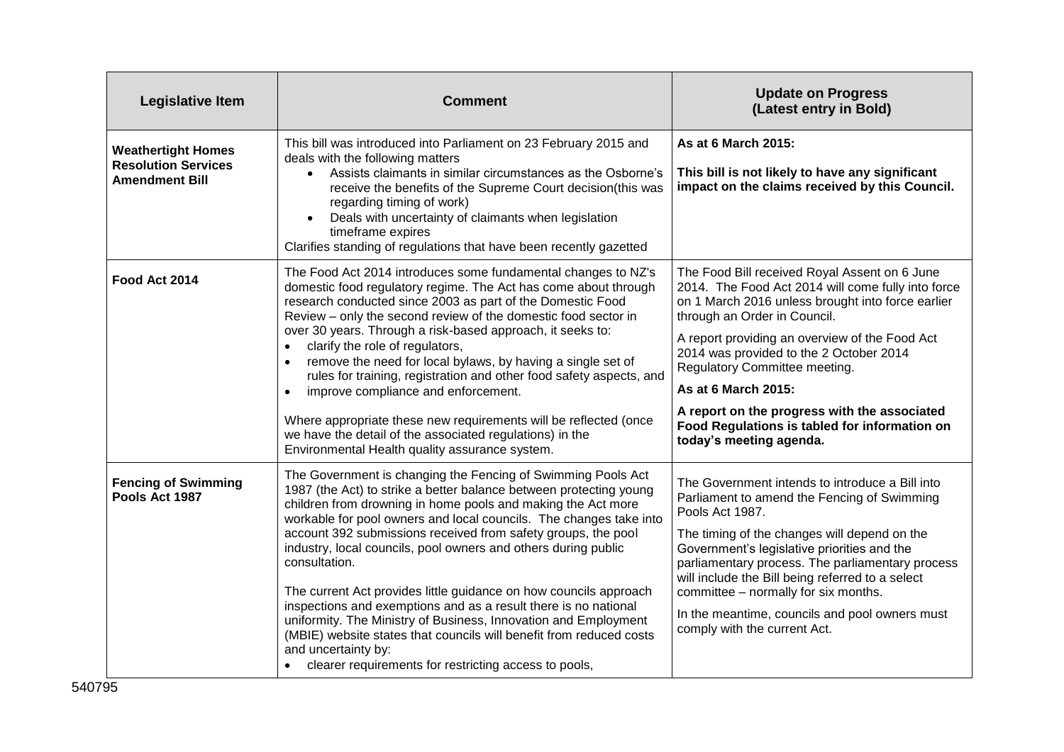| Legislative Item | Comment | Update on Progress (Latest entry in Bold) |
|---|---|---|
| **Weathertight Homes Resolution Services Amendment Bill** | This bill was introduced into Parliament on 23 February 2015 and deals with the following matters<br>• Assists claimants in similar circumstances as the Osborne's receive the benefits of the Supreme Court decision(this was regarding timing of work)<br>• Deals with uncertainty of claimants when legislation timeframe expires<br>Clarifies standing of regulations that have been recently gazetted | **As at 6 March 2015:**<br>**This bill is not likely to have any significant impact on the claims received by this Council.** |
| **Food Act 2014** | The Food Act 2014 introduces some fundamental changes to NZ's domestic food regulatory regime. The Act has come about through research conducted since 2003 as part of the Domestic Food Review – only the second review of the domestic food sector in over 30 years. Through a risk-based approach, it seeks to:<br>• clarify the role of regulators,<br>• remove the need for local bylaws, by having a single set of rules for training, registration and other food safety aspects, and<br>• improve compliance and enforcement.<br><br>Where appropriate these new requirements will be reflected (once we have the detail of the associated regulations) in the Environmental Health quality assurance system. | The Food Bill received Royal Assent on 6 June 2014. The Food Act 2014 will come fully into force on 1 March 2016 unless brought into force earlier through an Order in Council.<br>A report providing an overview of the Food Act 2014 was provided to the 2 October 2014 Regulatory Committee meeting.<br>**As at 6 March 2015:**<br>**A report on the progress with the associated Food Regulations is tabled for information on today's meeting agenda.** |
| **Fencing of Swimming Pools Act 1987** | The Government is changing the Fencing of Swimming Pools Act 1987 (the Act) to strike a better balance between protecting young children from drowning in home pools and making the Act more workable for pool owners and local councils. The changes take into account 392 submissions received from safety groups, the pool industry, local councils, pool owners and others during public consultation.<br><br>The current Act provides little guidance on how councils approach inspections and exemptions and as a result there is no national uniformity. The Ministry of Business, Innovation and Employment (MBIE) website states that councils will benefit from reduced costs and uncertainty by:<br>• clearer requirements for restricting access to pools, | The Government intends to introduce a Bill into Parliament to amend the Fencing of Swimming Pools Act 1987.<br>The timing of the changes will depend on the Government's legislative priorities and the parliamentary process. The parliamentary process will include the Bill being referred to a select committee – normally for six months.<br>In the meantime, councils and pool owners must comply with the current Act. |

540795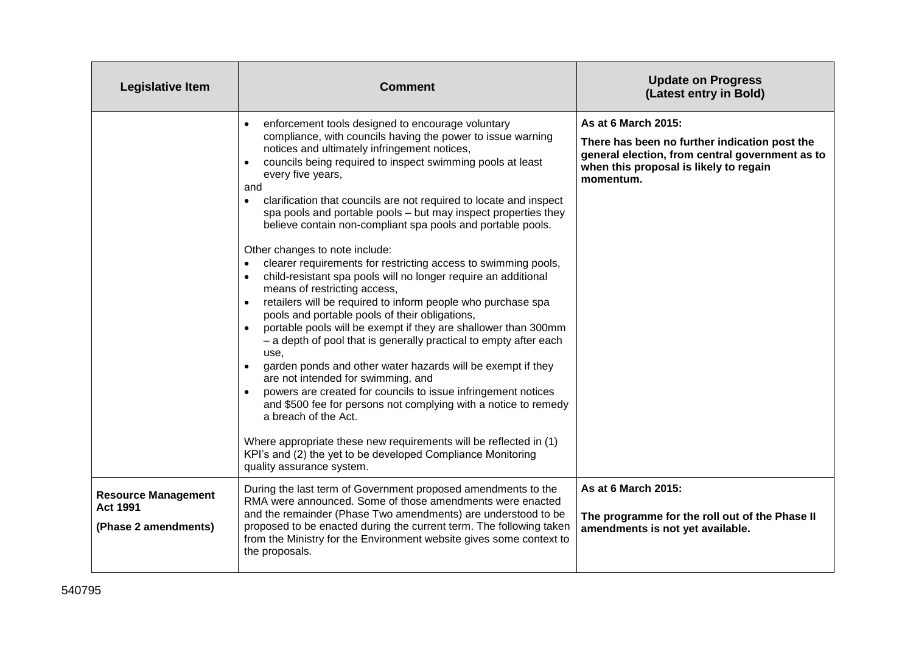| Legislative Item | Comment | Update on Progress (Latest entry in Bold) |
|---|---|---|
| | • enforcement tools designed to encourage voluntary compliance, with councils having the power to issue warning notices and ultimately infringement notices,<br>• councils being required to inspect swimming pools at least every five years,<br>and<br>• clarification that councils are not required to locate and inspect spa pools and portable pools – but may inspect properties they believe contain non-compliant spa pools and portable pools.<br><br>Other changes to note include:<br>• clearer requirements for restricting access to swimming pools,<br>• child-resistant spa pools will no longer require an additional means of restricting access,<br>• retailers will be required to inform people who purchase spa pools and portable pools of their obligations,<br>• portable pools will be exempt if they are shallower than 300mm – a depth of pool that is generally practical to empty after each use,<br>• garden ponds and other water hazards will be exempt if they are not intended for swimming, and<br>• powers are created for councils to issue infringement notices and $500 fee for persons not complying with a notice to remedy a breach of the Act.<br><br>Where appropriate these new requirements will be reflected in (1) KPI's and (2) the yet to be developed Compliance Monitoring quality assurance system. | **As at 6 March 2015:**<br><br>**There has been no further indication post the general election, from central government as to when this proposal is likely to regain momentum.** |
| **Resource Management Act 1991**<br><br>**(Phase 2 amendments)** | During the last term of Government proposed amendments to the RMA were announced. Some of those amendments were enacted and the remainder (Phase Two amendments) are understood to be proposed to be enacted during the current term. The following taken from the Ministry for the Environment website gives some context to the proposals. | **As at 6 March 2015:**<br><br>**The programme for the roll out of the Phase II amendments is not yet available.** |

540795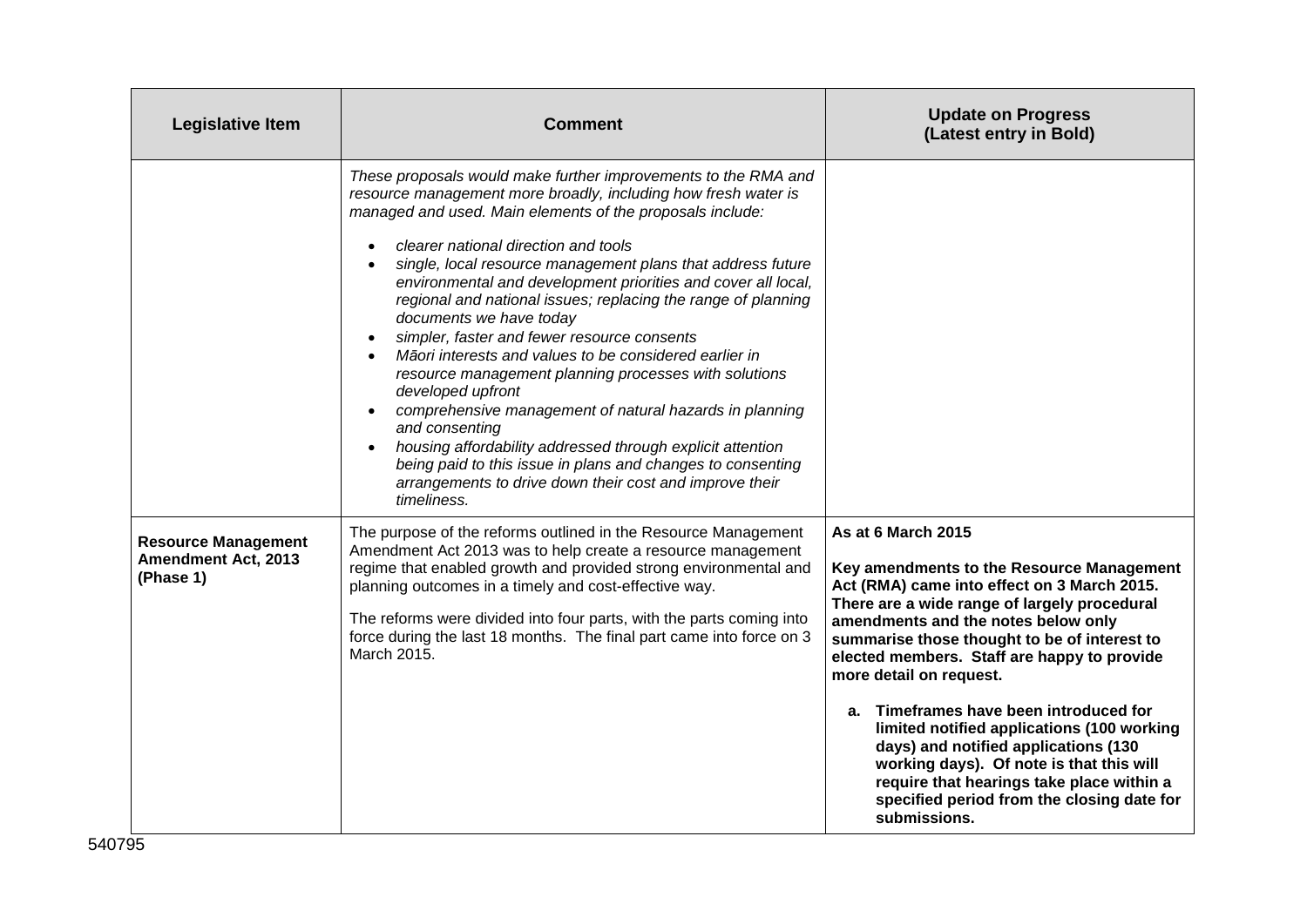| Legislative Item | Comment | Update on Progress (Latest entry in Bold) |
|---|---|---|
| | *These proposals would make further improvements to the RMA and resource management more broadly, including how fresh water is managed and used. Main elements of the proposals include:*<br>• *clearer national direction and tools*<br>• *single, local resource management plans that address future environmental and development priorities and cover all local, regional and national issues; replacing the range of planning documents we have today*<br>• *simpler, faster and fewer resource consents*<br>• *Māori interests and values to be considered earlier in resource management planning processes with solutions developed upfront*<br>• *comprehensive management of natural hazards in planning and consenting*<br>• *housing affordability addressed through explicit attention being paid to this issue in plans and changes to consenting arrangements to drive down their cost and improve their timeliness.* | |
| **Resource Management Amendment Act, 2013 (Phase 1)** | The purpose of the reforms outlined in the Resource Management Amendment Act 2013 was to help create a resource management regime that enabled growth and provided strong environmental and planning outcomes in a timely and cost-effective way.<br><br>The reforms were divided into four parts, with the parts coming into force during the last 18 months. The final part came into force on 3 March 2015. | **As at 6 March 2015**<br><br>**Key amendments to the Resource Management Act (RMA) came into effect on 3 March 2015. There are a wide range of largely procedural amendments and the notes below only summarise those thought to be of interest to elected members. Staff are happy to provide more detail on request.**<br><br>**a. Timeframes have been introduced for limited notified applications (100 working days) and notified applications (130 working days). Of note is that this will require that hearings take place within a specified period from the closing date for submissions.** |

540795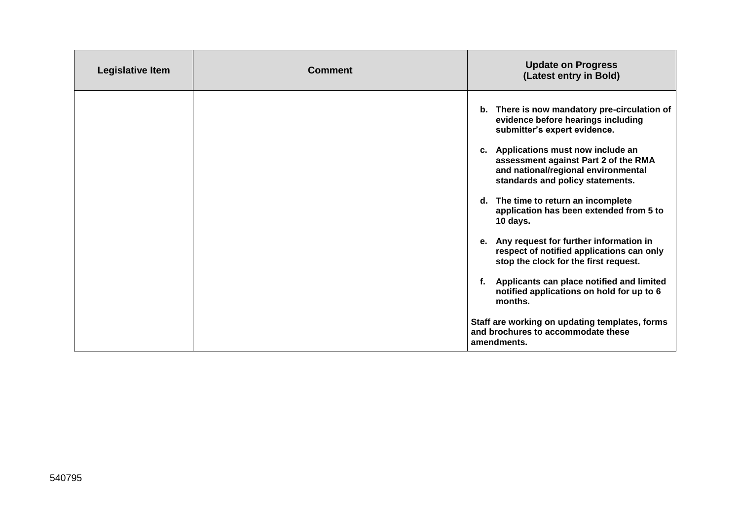| Legislative Item | Comment | Update on Progress (Latest entry in Bold) |
|---|---|---|
| | | **b. There is now mandatory pre-circulation of evidence before hearings including submitter's expert evidence.**<br><br>**c. Applications must now include an assessment against Part 2 of the RMA and national/regional environmental standards and policy statements.**<br><br>**d. The time to return an incomplete application has been extended from 5 to 10 days.**<br><br>**e. Any request for further information in respect of notified applications can only stop the clock for the first request.**<br><br>**f. Applicants can place notified and limited notified applications on hold for up to 6 months.**<br><br>**Staff are working on updating templates, forms and brochures to accommodate these amendments.** |

540795